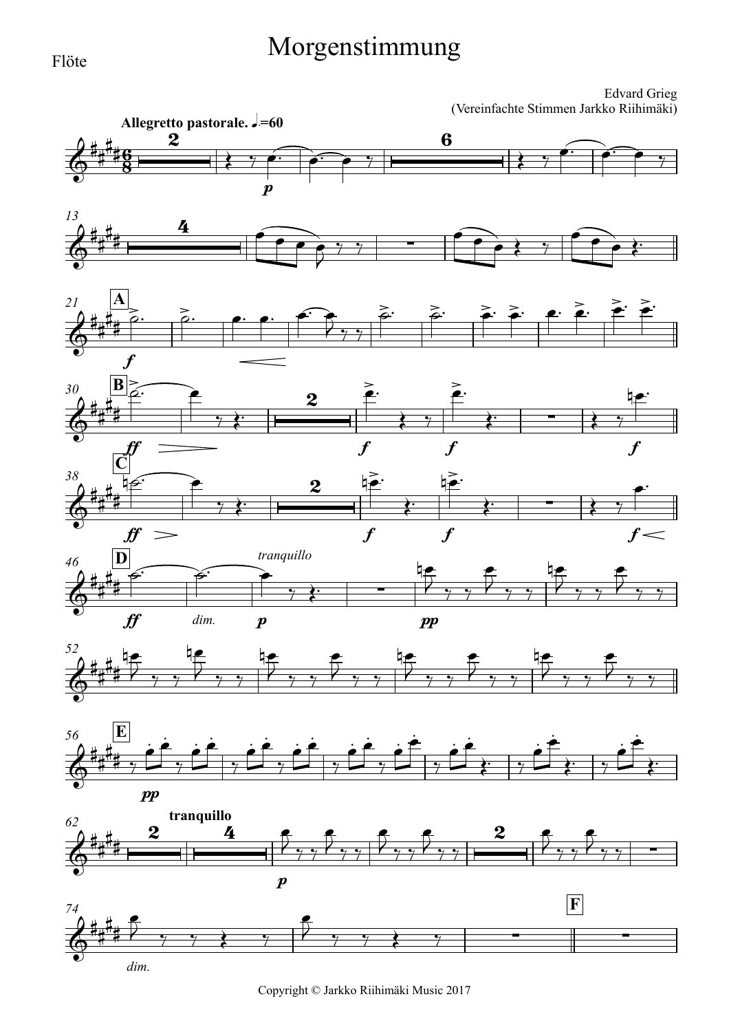Flöte

# Morgenstimmung

Edvard Grieg
(Vereinfachte Stimmen Jarkko Riihimäki)

**Allegretto pastorale.** ♩=60

Copyright © Jarkko Riihimäki Music 2017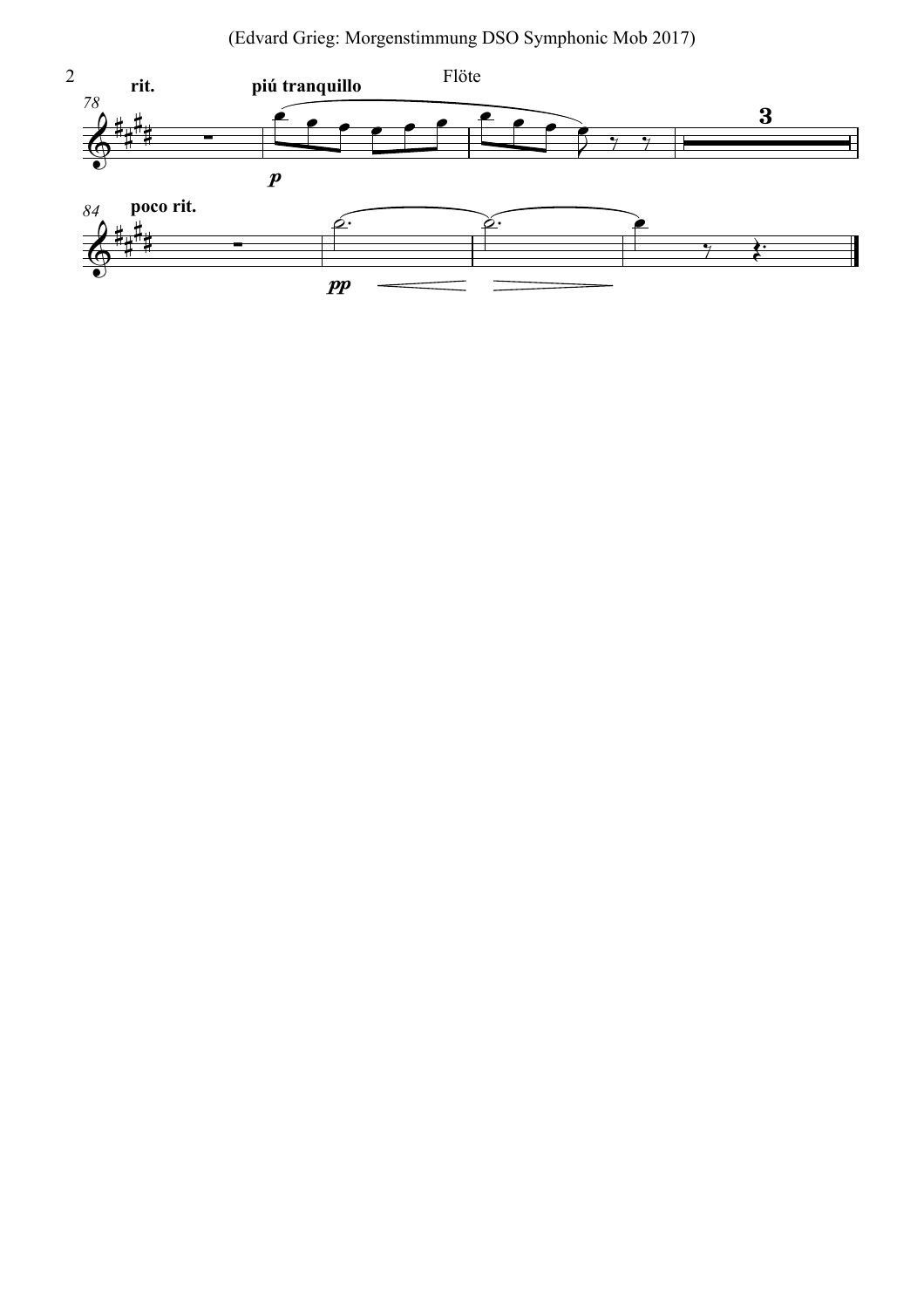Flöte

78 rit. piú tranquillo

*p*

3

84 poco rit.

*pp*